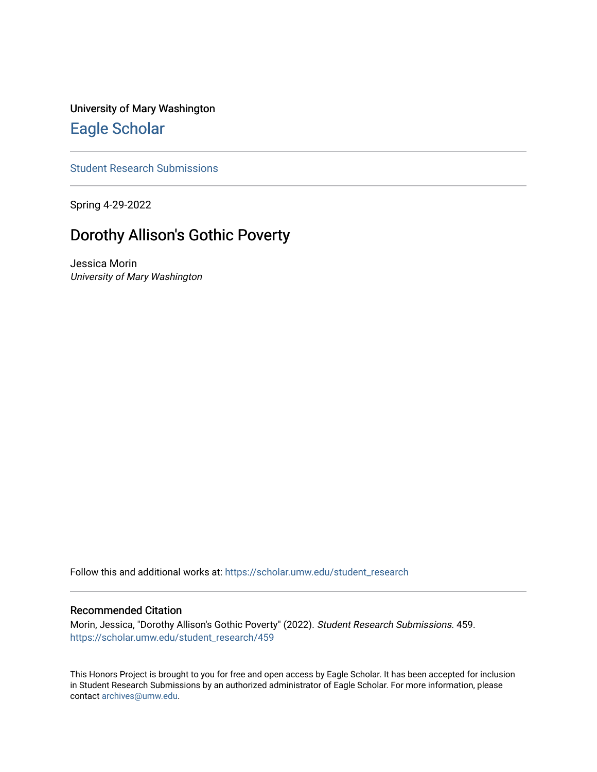University of Mary Washington

## Eagle Scholar

Student Research Submissions

Spring 4-29-2022

# Dorothy Allison's Gothic Poverty

Jessica Morin

*University of Mary Washington*

Follow this and additional works at: https://scholar.umw.edu/student_research

### Recommended Citation

Morin, Jessica, "Dorothy Allison's Gothic Poverty" (2022). *Student Research Submissions*. 459.
https://scholar.umw.edu/student_research/459

This Honors Project is brought to you for free and open access by Eagle Scholar. It has been accepted for inclusion in Student Research Submissions by an authorized administrator of Eagle Scholar. For more information, please contact archives@umw.edu.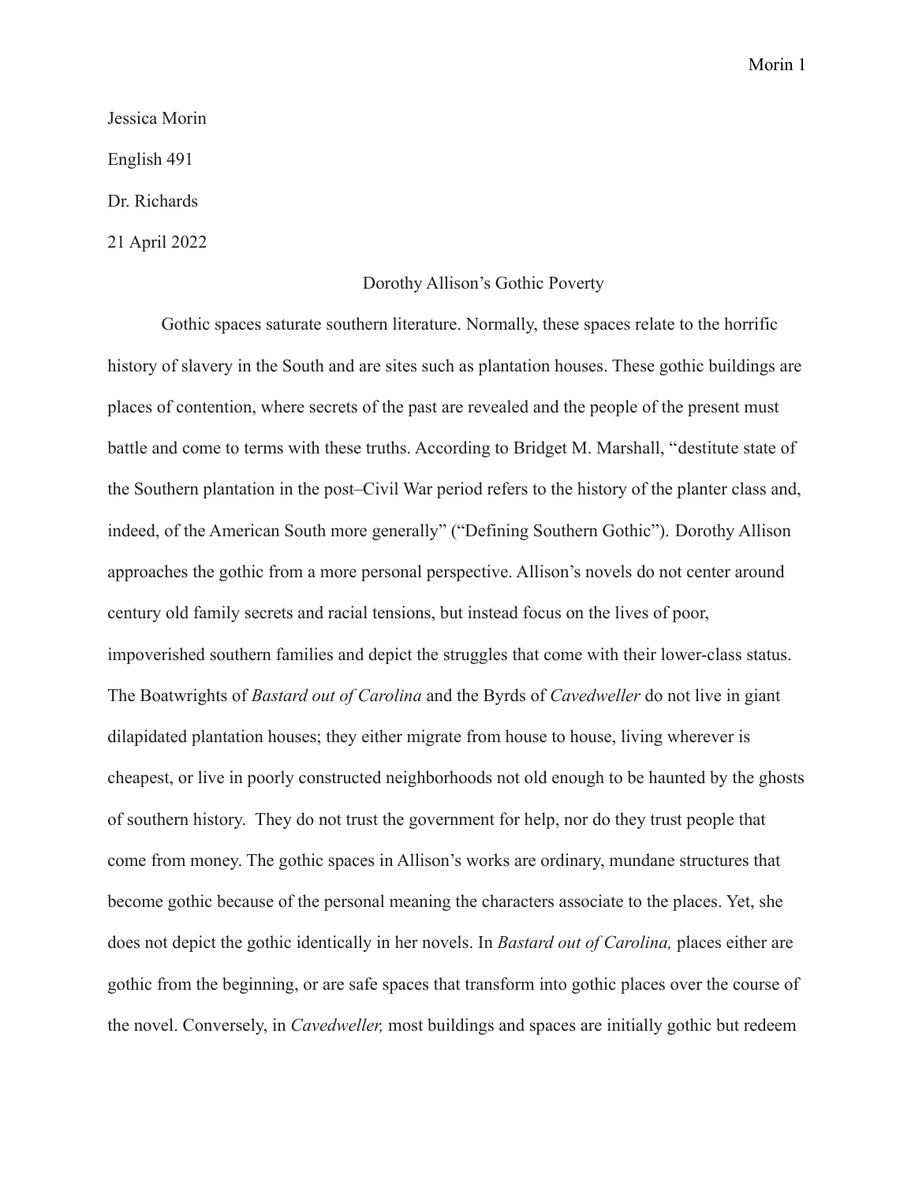Jessica Morin

English 491

Dr. Richards

21 April 2022

# Dorothy Allison's Gothic Poverty

Gothic spaces saturate southern literature. Normally, these spaces relate to the horrific history of slavery in the South and are sites such as plantation houses. These gothic buildings are places of contention, where secrets of the past are revealed and the people of the present must battle and come to terms with these truths. According to Bridget M. Marshall, "destitute state of the Southern plantation in the post–Civil War period refers to the history of the planter class and, indeed, of the American South more generally" ("Defining Southern Gothic"). Dorothy Allison approaches the gothic from a more personal perspective. Allison's novels do not center around century old family secrets and racial tensions, but instead focus on the lives of poor, impoverished southern families and depict the struggles that come with their lower-class status. The Boatwrights of *Bastard out of Carolina* and the Byrds of *Cavedweller* do not live in giant dilapidated plantation houses; they either migrate from house to house, living wherever is cheapest, or live in poorly constructed neighborhoods not old enough to be haunted by the ghosts of southern history. They do not trust the government for help, nor do they trust people that come from money. The gothic spaces in Allison's works are ordinary, mundane structures that become gothic because of the personal meaning the characters associate to the places. Yet, she does not depict the gothic identically in her novels. In *Bastard out of Carolina,* places either are gothic from the beginning, or are safe spaces that transform into gothic places over the course of the novel. Conversely, in *Cavedweller,* most buildings and spaces are initially gothic but redeem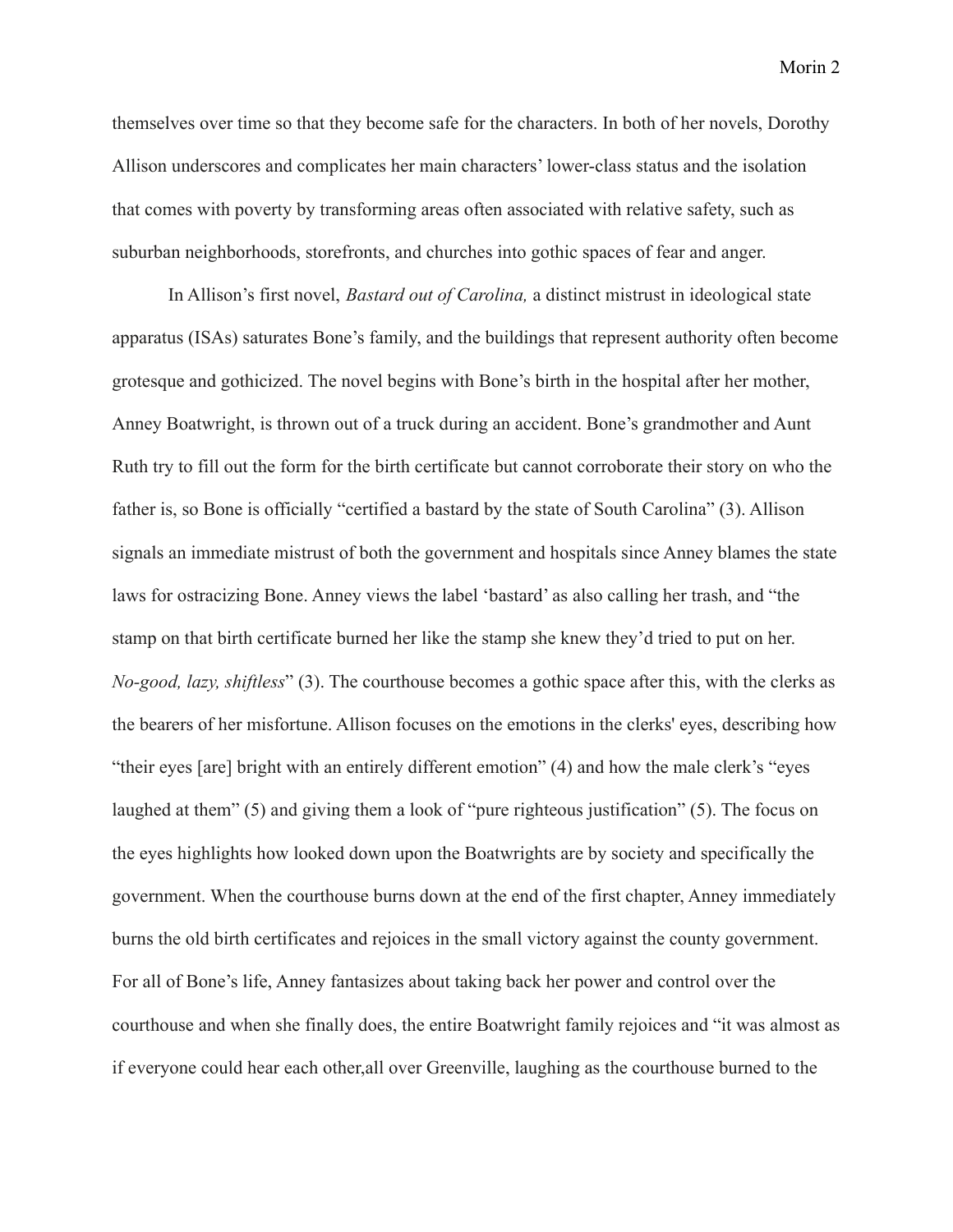themselves over time so that they become safe for the characters. In both of her novels, Dorothy Allison underscores and complicates her main characters' lower-class status and the isolation that comes with poverty by transforming areas often associated with relative safety, such as suburban neighborhoods, storefronts, and churches into gothic spaces of fear and anger.

In Allison's first novel, *Bastard out of Carolina,* a distinct mistrust in ideological state apparatus (ISAs) saturates Bone's family, and the buildings that represent authority often become grotesque and gothicized. The novel begins with Bone's birth in the hospital after her mother, Anney Boatwright, is thrown out of a truck during an accident. Bone's grandmother and Aunt Ruth try to fill out the form for the birth certificate but cannot corroborate their story on who the father is, so Bone is officially "certified a bastard by the state of South Carolina" (3). Allison signals an immediate mistrust of both the government and hospitals since Anney blames the state laws for ostracizing Bone. Anney views the label 'bastard' as also calling her trash, and "the stamp on that birth certificate burned her like the stamp she knew they'd tried to put on her. *No-good, lazy, shiftless*" (3). The courthouse becomes a gothic space after this, with the clerks as the bearers of her misfortune. Allison focuses on the emotions in the clerks' eyes, describing how "their eyes [are] bright with an entirely different emotion" (4) and how the male clerk's "eyes laughed at them" (5) and giving them a look of "pure righteous justification" (5). The focus on the eyes highlights how looked down upon the Boatwrights are by society and specifically the government. When the courthouse burns down at the end of the first chapter, Anney immediately burns the old birth certificates and rejoices in the small victory against the county government. For all of Bone's life, Anney fantasizes about taking back her power and control over the courthouse and when she finally does, the entire Boatwright family rejoices and "it was almost as if everyone could hear each other,all over Greenville, laughing as the courthouse burned to the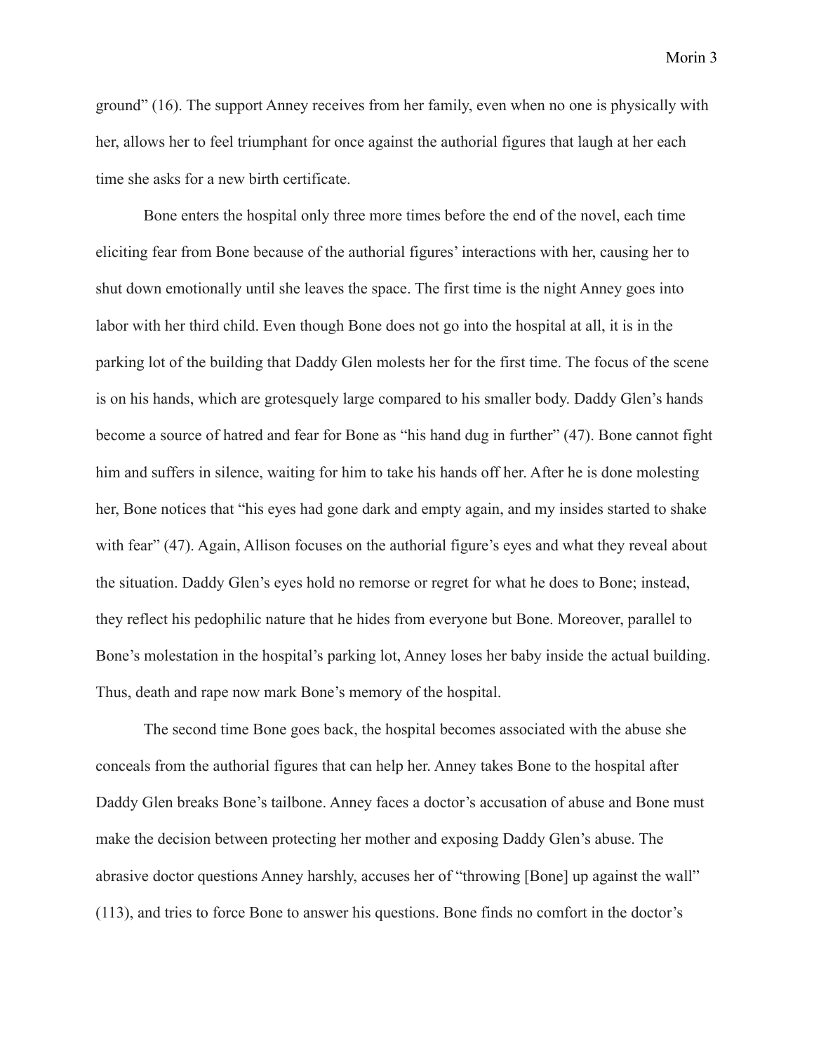ground" (16). The support Anney receives from her family, even when no one is physically with her, allows her to feel triumphant for once against the authorial figures that laugh at her each time she asks for a new birth certificate.

Bone enters the hospital only three more times before the end of the novel, each time eliciting fear from Bone because of the authorial figures' interactions with her, causing her to shut down emotionally until she leaves the space. The first time is the night Anney goes into labor with her third child. Even though Bone does not go into the hospital at all, it is in the parking lot of the building that Daddy Glen molests her for the first time. The focus of the scene is on his hands, which are grotesquely large compared to his smaller body. Daddy Glen's hands become a source of hatred and fear for Bone as "his hand dug in further" (47). Bone cannot fight him and suffers in silence, waiting for him to take his hands off her. After he is done molesting her, Bone notices that "his eyes had gone dark and empty again, and my insides started to shake with fear" (47). Again, Allison focuses on the authorial figure's eyes and what they reveal about the situation. Daddy Glen's eyes hold no remorse or regret for what he does to Bone; instead, they reflect his pedophilic nature that he hides from everyone but Bone. Moreover, parallel to Bone's molestation in the hospital's parking lot, Anney loses her baby inside the actual building. Thus, death and rape now mark Bone's memory of the hospital.

The second time Bone goes back, the hospital becomes associated with the abuse she conceals from the authorial figures that can help her. Anney takes Bone to the hospital after Daddy Glen breaks Bone's tailbone. Anney faces a doctor's accusation of abuse and Bone must make the decision between protecting her mother and exposing Daddy Glen's abuse. The abrasive doctor questions Anney harshly, accuses her of "throwing [Bone] up against the wall" (113), and tries to force Bone to answer his questions. Bone finds no comfort in the doctor's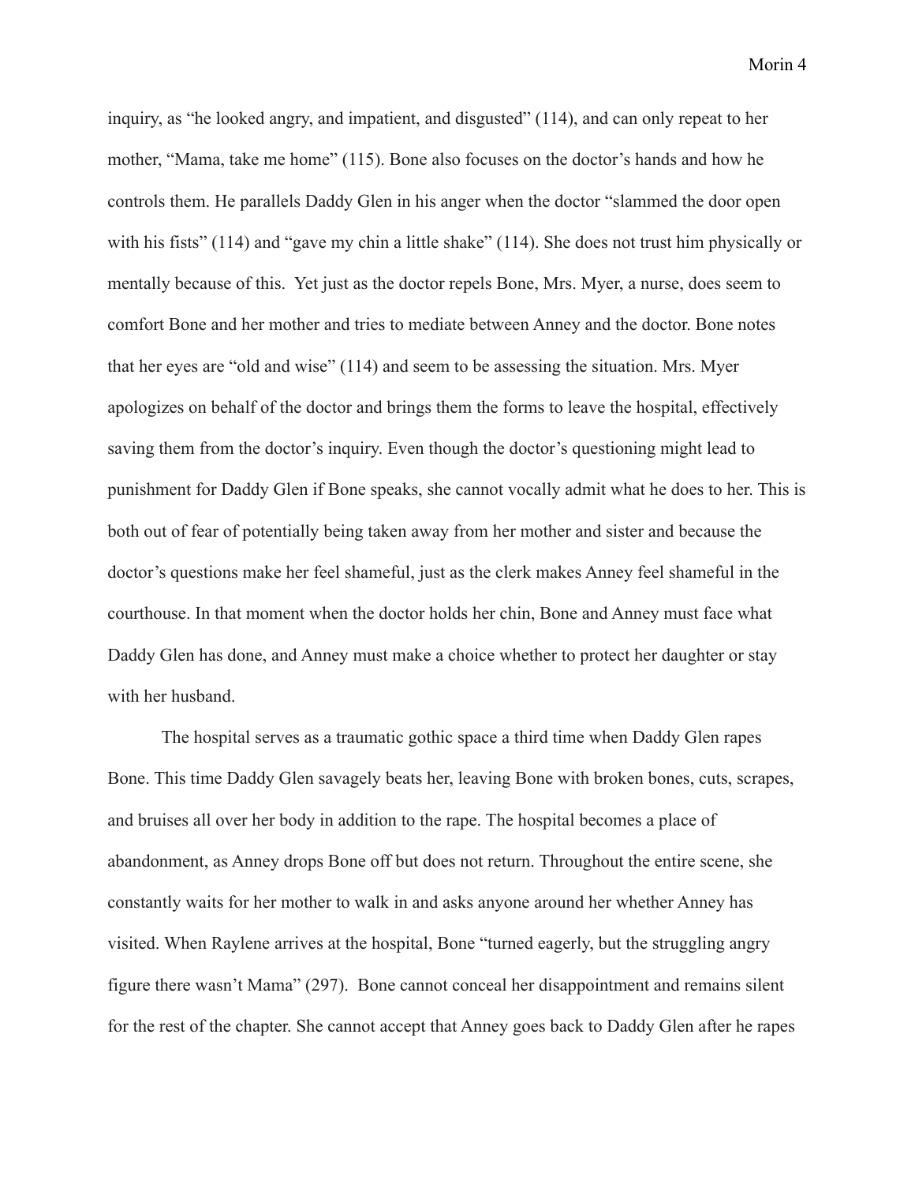inquiry, as "he looked angry, and impatient, and disgusted" (114), and can only repeat to her mother, "Mama, take me home" (115). Bone also focuses on the doctor's hands and how he controls them. He parallels Daddy Glen in his anger when the doctor "slammed the door open with his fists" (114) and "gave my chin a little shake" (114). She does not trust him physically or mentally because of this. Yet just as the doctor repels Bone, Mrs. Myer, a nurse, does seem to comfort Bone and her mother and tries to mediate between Anney and the doctor. Bone notes that her eyes are "old and wise" (114) and seem to be assessing the situation. Mrs. Myer apologizes on behalf of the doctor and brings them the forms to leave the hospital, effectively saving them from the doctor's inquiry. Even though the doctor's questioning might lead to punishment for Daddy Glen if Bone speaks, she cannot vocally admit what he does to her. This is both out of fear of potentially being taken away from her mother and sister and because the doctor's questions make her feel shameful, just as the clerk makes Anney feel shameful in the courthouse. In that moment when the doctor holds her chin, Bone and Anney must face what Daddy Glen has done, and Anney must make a choice whether to protect her daughter or stay with her husband.

The hospital serves as a traumatic gothic space a third time when Daddy Glen rapes Bone. This time Daddy Glen savagely beats her, leaving Bone with broken bones, cuts, scrapes, and bruises all over her body in addition to the rape. The hospital becomes a place of abandonment, as Anney drops Bone off but does not return. Throughout the entire scene, she constantly waits for her mother to walk in and asks anyone around her whether Anney has visited. When Raylene arrives at the hospital, Bone "turned eagerly, but the struggling angry figure there wasn't Mama" (297). Bone cannot conceal her disappointment and remains silent for the rest of the chapter. She cannot accept that Anney goes back to Daddy Glen after he rapes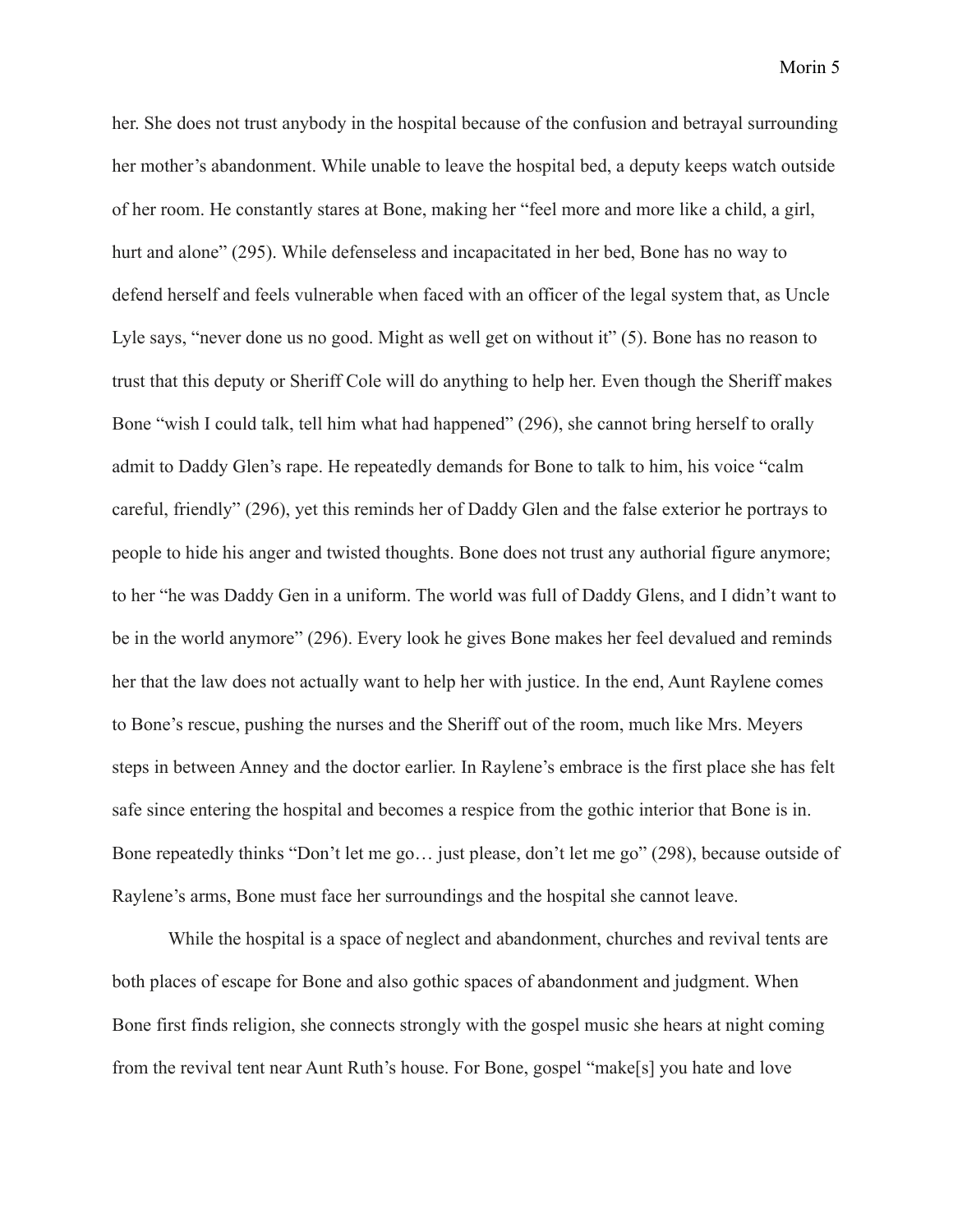her. She does not trust anybody in the hospital because of the confusion and betrayal surrounding her mother's abandonment. While unable to leave the hospital bed, a deputy keeps watch outside of her room. He constantly stares at Bone, making her "feel more and more like a child, a girl, hurt and alone" (295). While defenseless and incapacitated in her bed, Bone has no way to defend herself and feels vulnerable when faced with an officer of the legal system that, as Uncle Lyle says, "never done us no good. Might as well get on without it" (5). Bone has no reason to trust that this deputy or Sheriff Cole will do anything to help her. Even though the Sheriff makes Bone "wish I could talk, tell him what had happened" (296), she cannot bring herself to orally admit to Daddy Glen's rape. He repeatedly demands for Bone to talk to him, his voice "calm careful, friendly" (296), yet this reminds her of Daddy Glen and the false exterior he portrays to people to hide his anger and twisted thoughts. Bone does not trust any authorial figure anymore; to her "he was Daddy Gen in a uniform. The world was full of Daddy Glens, and I didn't want to be in the world anymore" (296). Every look he gives Bone makes her feel devalued and reminds her that the law does not actually want to help her with justice. In the end, Aunt Raylene comes to Bone's rescue, pushing the nurses and the Sheriff out of the room, much like Mrs. Meyers steps in between Anney and the doctor earlier. In Raylene's embrace is the first place she has felt safe since entering the hospital and becomes a respice from the gothic interior that Bone is in. Bone repeatedly thinks "Don't let me go… just please, don't let me go" (298), because outside of Raylene's arms, Bone must face her surroundings and the hospital she cannot leave.

While the hospital is a space of neglect and abandonment, churches and revival tents are both places of escape for Bone and also gothic spaces of abandonment and judgment. When Bone first finds religion, she connects strongly with the gospel music she hears at night coming from the revival tent near Aunt Ruth's house. For Bone, gospel "make[s] you hate and love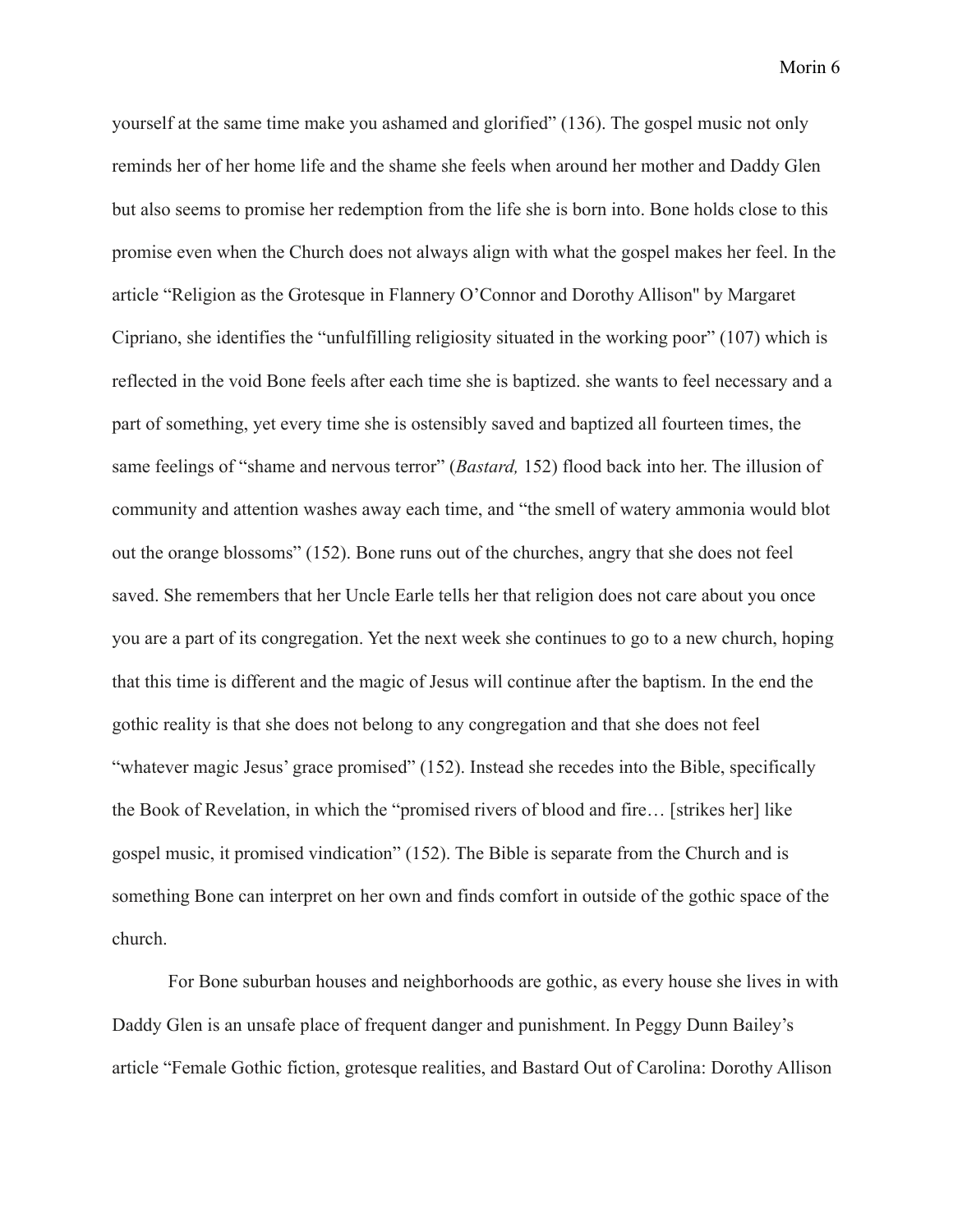yourself at the same time make you ashamed and glorified" (136). The gospel music not only reminds her of her home life and the shame she feels when around her mother and Daddy Glen but also seems to promise her redemption from the life she is born into. Bone holds close to this promise even when the Church does not always align with what the gospel makes her feel. In the article "Religion as the Grotesque in Flannery O'Connor and Dorothy Allison" by Margaret Cipriano, she identifies the "unfulfilling religiosity situated in the working poor" (107) which is reflected in the void Bone feels after each time she is baptized. she wants to feel necessary and a part of something, yet every time she is ostensibly saved and baptized all fourteen times, the same feelings of "shame and nervous terror" (*Bastard,* 152) flood back into her. The illusion of community and attention washes away each time, and "the smell of watery ammonia would blot out the orange blossoms" (152). Bone runs out of the churches, angry that she does not feel saved. She remembers that her Uncle Earle tells her that religion does not care about you once you are a part of its congregation. Yet the next week she continues to go to a new church, hoping that this time is different and the magic of Jesus will continue after the baptism. In the end the gothic reality is that she does not belong to any congregation and that she does not feel "whatever magic Jesus' grace promised" (152). Instead she recedes into the Bible, specifically the Book of Revelation, in which the "promised rivers of blood and fire… [strikes her] like gospel music, it promised vindication" (152). The Bible is separate from the Church and is something Bone can interpret on her own and finds comfort in outside of the gothic space of the church.

For Bone suburban houses and neighborhoods are gothic, as every house she lives in with Daddy Glen is an unsafe place of frequent danger and punishment. In Peggy Dunn Bailey's article "Female Gothic fiction, grotesque realities, and Bastard Out of Carolina: Dorothy Allison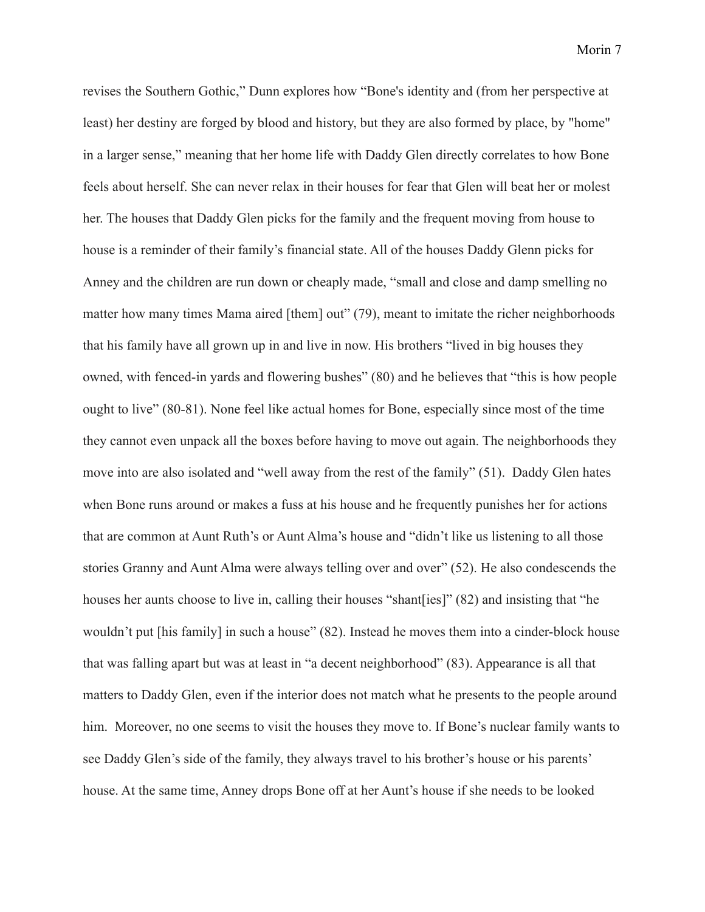revises the Southern Gothic," Dunn explores how "Bone's identity and (from her perspective at least) her destiny are forged by blood and history, but they are also formed by place, by "home" in a larger sense," meaning that her home life with Daddy Glen directly correlates to how Bone feels about herself. She can never relax in their houses for fear that Glen will beat her or molest her. The houses that Daddy Glen picks for the family and the frequent moving from house to house is a reminder of their family's financial state. All of the houses Daddy Glenn picks for Anney and the children are run down or cheaply made, "small and close and damp smelling no matter how many times Mama aired [them] out" (79), meant to imitate the richer neighborhoods that his family have all grown up in and live in now. His brothers "lived in big houses they owned, with fenced-in yards and flowering bushes" (80) and he believes that "this is how people ought to live" (80-81). None feel like actual homes for Bone, especially since most of the time they cannot even unpack all the boxes before having to move out again. The neighborhoods they move into are also isolated and "well away from the rest of the family" (51). Daddy Glen hates when Bone runs around or makes a fuss at his house and he frequently punishes her for actions that are common at Aunt Ruth's or Aunt Alma's house and "didn't like us listening to all those stories Granny and Aunt Alma were always telling over and over" (52). He also condescends the houses her aunts choose to live in, calling their houses "shant[ies]" (82) and insisting that "he wouldn't put [his family] in such a house" (82). Instead he moves them into a cinder-block house that was falling apart but was at least in "a decent neighborhood" (83). Appearance is all that matters to Daddy Glen, even if the interior does not match what he presents to the people around him. Moreover, no one seems to visit the houses they move to. If Bone's nuclear family wants to see Daddy Glen's side of the family, they always travel to his brother's house or his parents' house. At the same time, Anney drops Bone off at her Aunt's house if she needs to be looked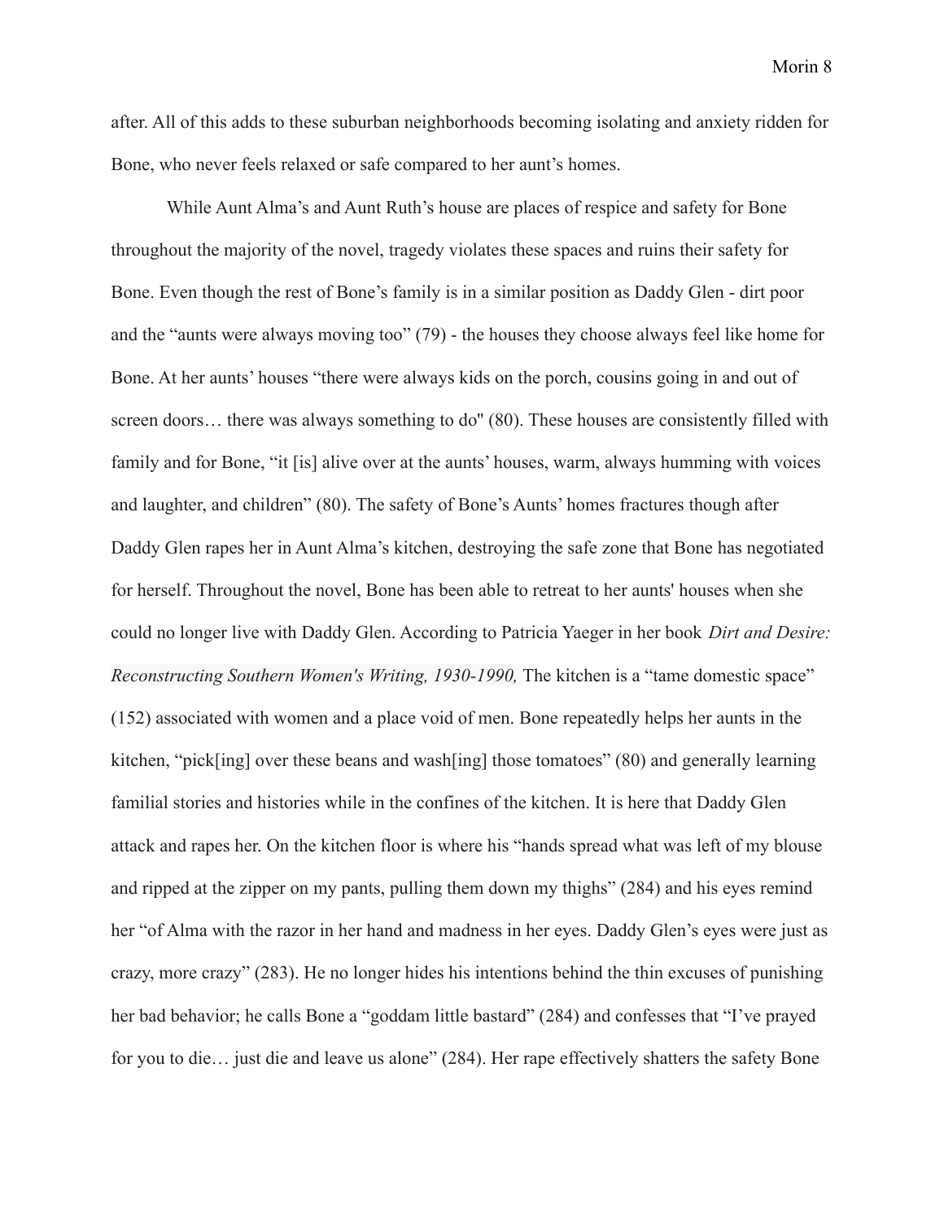after. All of this adds to these suburban neighborhoods becoming isolating and anxiety ridden for Bone, who never feels relaxed or safe compared to her aunt's homes.

While Aunt Alma's and Aunt Ruth's house are places of respice and safety for Bone throughout the majority of the novel, tragedy violates these spaces and ruins their safety for Bone. Even though the rest of Bone's family is in a similar position as Daddy Glen - dirt poor and the "aunts were always moving too" (79) - the houses they choose always feel like home for Bone. At her aunts' houses "there were always kids on the porch, cousins going in and out of screen doors… there was always something to do" (80). These houses are consistently filled with family and for Bone, "it [is] alive over at the aunts' houses, warm, always humming with voices and laughter, and children" (80). The safety of Bone's Aunts' homes fractures though after Daddy Glen rapes her in Aunt Alma's kitchen, destroying the safe zone that Bone has negotiated for herself. Throughout the novel, Bone has been able to retreat to her aunts' houses when she could no longer live with Daddy Glen. According to Patricia Yaeger in her book *Dirt and Desire: Reconstructing Southern Women's Writing, 1930-1990,* The kitchen is a "tame domestic space" (152) associated with women and a place void of men. Bone repeatedly helps her aunts in the kitchen, "pick[ing] over these beans and wash[ing] those tomatoes" (80) and generally learning familial stories and histories while in the confines of the kitchen. It is here that Daddy Glen attack and rapes her. On the kitchen floor is where his "hands spread what was left of my blouse and ripped at the zipper on my pants, pulling them down my thighs" (284) and his eyes remind her "of Alma with the razor in her hand and madness in her eyes. Daddy Glen's eyes were just as crazy, more crazy" (283). He no longer hides his intentions behind the thin excuses of punishing her bad behavior; he calls Bone a "goddam little bastard" (284) and confesses that "I've prayed for you to die… just die and leave us alone" (284). Her rape effectively shatters the safety Bone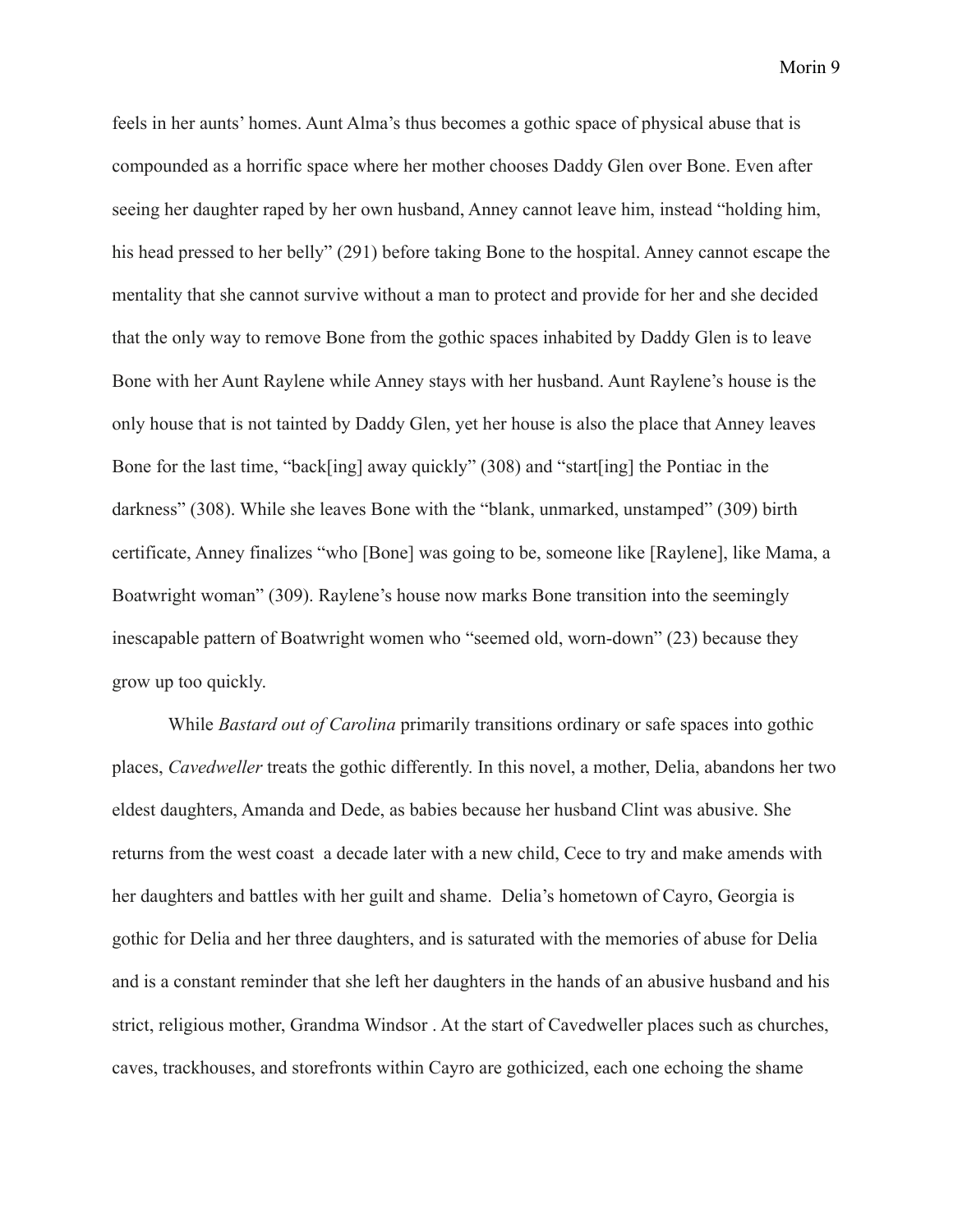feels in her aunts' homes. Aunt Alma's thus becomes a gothic space of physical abuse that is compounded as a horrific space where her mother chooses Daddy Glen over Bone. Even after seeing her daughter raped by her own husband, Anney cannot leave him, instead "holding him, his head pressed to her belly" (291) before taking Bone to the hospital. Anney cannot escape the mentality that she cannot survive without a man to protect and provide for her and she decided that the only way to remove Bone from the gothic spaces inhabited by Daddy Glen is to leave Bone with her Aunt Raylene while Anney stays with her husband. Aunt Raylene's house is the only house that is not tainted by Daddy Glen, yet her house is also the place that Anney leaves Bone for the last time, "back[ing] away quickly" (308) and "start[ing] the Pontiac in the darkness" (308). While she leaves Bone with the "blank, unmarked, unstamped" (309) birth certificate, Anney finalizes "who [Bone] was going to be, someone like [Raylene], like Mama, a Boatwright woman" (309). Raylene's house now marks Bone transition into the seemingly inescapable pattern of Boatwright women who "seemed old, worn-down" (23) because they grow up too quickly.

While *Bastard out of Carolina* primarily transitions ordinary or safe spaces into gothic places, *Cavedweller* treats the gothic differently. In this novel, a mother, Delia, abandons her two eldest daughters, Amanda and Dede, as babies because her husband Clint was abusive. She returns from the west coast a decade later with a new child, Cece to try and make amends with her daughters and battles with her guilt and shame. Delia's hometown of Cayro, Georgia is gothic for Delia and her three daughters, and is saturated with the memories of abuse for Delia and is a constant reminder that she left her daughters in the hands of an abusive husband and his strict, religious mother, Grandma Windsor . At the start of Cavedweller places such as churches, caves, trackhouses, and storefronts within Cayro are gothicized, each one echoing the shame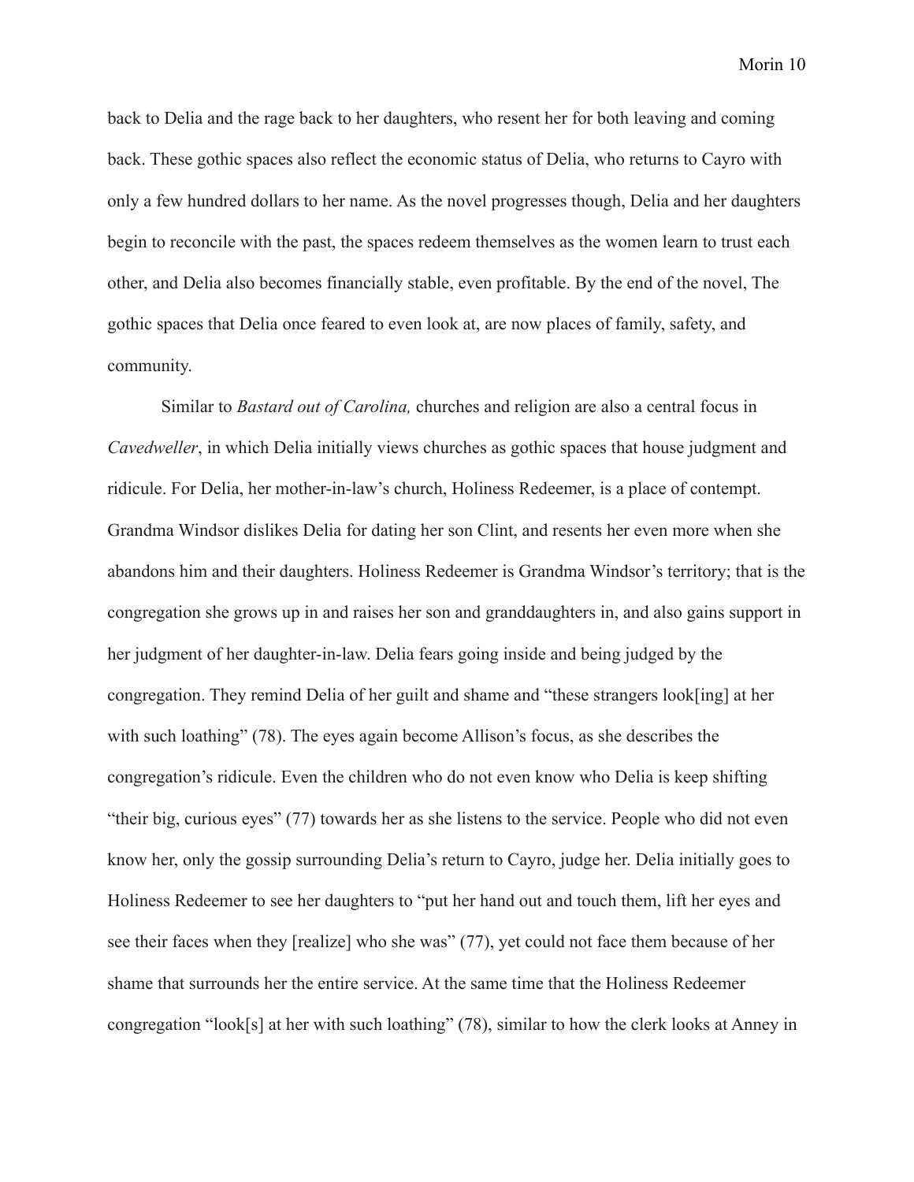back to Delia and the rage back to her daughters, who resent her for both leaving and coming back. These gothic spaces also reflect the economic status of Delia, who returns to Cayro with only a few hundred dollars to her name. As the novel progresses though, Delia and her daughters begin to reconcile with the past, the spaces redeem themselves as the women learn to trust each other, and Delia also becomes financially stable, even profitable. By the end of the novel, The gothic spaces that Delia once feared to even look at, are now places of family, safety, and community.

Similar to *Bastard out of Carolina,* churches and religion are also a central focus in *Cavedweller*, in which Delia initially views churches as gothic spaces that house judgment and ridicule. For Delia, her mother-in-law's church, Holiness Redeemer, is a place of contempt. Grandma Windsor dislikes Delia for dating her son Clint, and resents her even more when she abandons him and their daughters. Holiness Redeemer is Grandma Windsor's territory; that is the congregation she grows up in and raises her son and granddaughters in, and also gains support in her judgment of her daughter-in-law. Delia fears going inside and being judged by the congregation. They remind Delia of her guilt and shame and "these strangers look[ing] at her with such loathing" (78). The eyes again become Allison's focus, as she describes the congregation's ridicule. Even the children who do not even know who Delia is keep shifting "their big, curious eyes" (77) towards her as she listens to the service. People who did not even know her, only the gossip surrounding Delia's return to Cayro, judge her. Delia initially goes to Holiness Redeemer to see her daughters to "put her hand out and touch them, lift her eyes and see their faces when they [realize] who she was" (77), yet could not face them because of her shame that surrounds her the entire service. At the same time that the Holiness Redeemer congregation "look[s] at her with such loathing" (78), similar to how the clerk looks at Anney in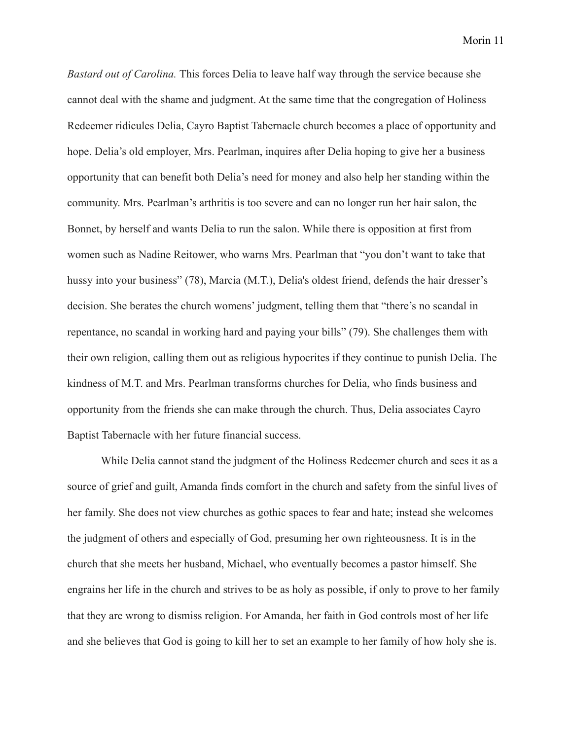*Bastard out of Carolina.* This forces Delia to leave half way through the service because she cannot deal with the shame and judgment. At the same time that the congregation of Holiness Redeemer ridicules Delia, Cayro Baptist Tabernacle church becomes a place of opportunity and hope. Delia's old employer, Mrs. Pearlman, inquires after Delia hoping to give her a business opportunity that can benefit both Delia's need for money and also help her standing within the community. Mrs. Pearlman's arthritis is too severe and can no longer run her hair salon, the Bonnet, by herself and wants Delia to run the salon. While there is opposition at first from women such as Nadine Reitower, who warns Mrs. Pearlman that "you don't want to take that hussy into your business" (78), Marcia (M.T.), Delia's oldest friend, defends the hair dresser's decision. She berates the church womens' judgment, telling them that "there's no scandal in repentance, no scandal in working hard and paying your bills" (79). She challenges them with their own religion, calling them out as religious hypocrites if they continue to punish Delia. The kindness of M.T. and Mrs. Pearlman transforms churches for Delia, who finds business and opportunity from the friends she can make through the church. Thus, Delia associates Cayro Baptist Tabernacle with her future financial success.

While Delia cannot stand the judgment of the Holiness Redeemer church and sees it as a source of grief and guilt, Amanda finds comfort in the church and safety from the sinful lives of her family. She does not view churches as gothic spaces to fear and hate; instead she welcomes the judgment of others and especially of God, presuming her own righteousness. It is in the church that she meets her husband, Michael, who eventually becomes a pastor himself. She engrains her life in the church and strives to be as holy as possible, if only to prove to her family that they are wrong to dismiss religion. For Amanda, her faith in God controls most of her life and she believes that God is going to kill her to set an example to her family of how holy she is.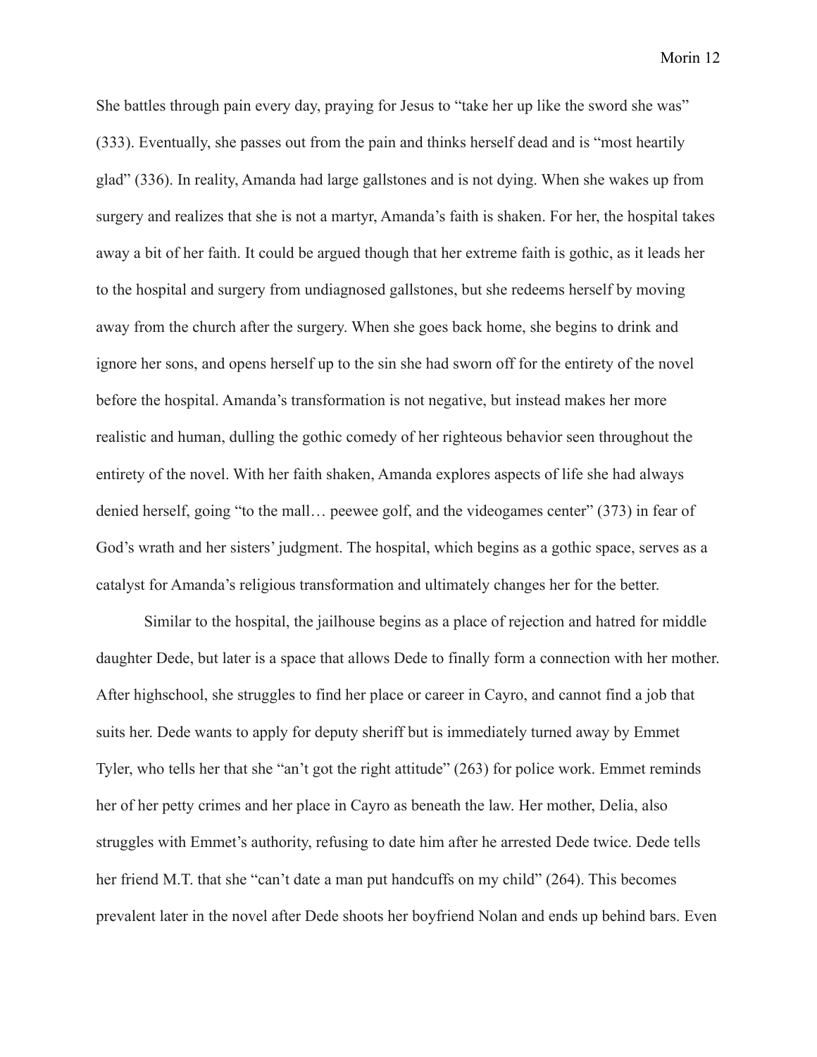She battles through pain every day, praying for Jesus to "take her up like the sword she was" (333). Eventually, she passes out from the pain and thinks herself dead and is "most heartily glad" (336). In reality, Amanda had large gallstones and is not dying. When she wakes up from surgery and realizes that she is not a martyr, Amanda's faith is shaken. For her, the hospital takes away a bit of her faith. It could be argued though that her extreme faith is gothic, as it leads her to the hospital and surgery from undiagnosed gallstones, but she redeems herself by moving away from the church after the surgery. When she goes back home, she begins to drink and ignore her sons, and opens herself up to the sin she had sworn off for the entirety of the novel before the hospital. Amanda's transformation is not negative, but instead makes her more realistic and human, dulling the gothic comedy of her righteous behavior seen throughout the entirety of the novel. With her faith shaken, Amanda explores aspects of life she had always denied herself, going "to the mall… peewee golf, and the videogames center" (373) in fear of God's wrath and her sisters' judgment. The hospital, which begins as a gothic space, serves as a catalyst for Amanda's religious transformation and ultimately changes her for the better.

Similar to the hospital, the jailhouse begins as a place of rejection and hatred for middle daughter Dede, but later is a space that allows Dede to finally form a connection with her mother. After highschool, she struggles to find her place or career in Cayro, and cannot find a job that suits her. Dede wants to apply for deputy sheriff but is immediately turned away by Emmet Tyler, who tells her that she "an't got the right attitude" (263) for police work. Emmet reminds her of her petty crimes and her place in Cayro as beneath the law. Her mother, Delia, also struggles with Emmet's authority, refusing to date him after he arrested Dede twice. Dede tells her friend M.T. that she "can't date a man put handcuffs on my child" (264). This becomes prevalent later in the novel after Dede shoots her boyfriend Nolan and ends up behind bars. Even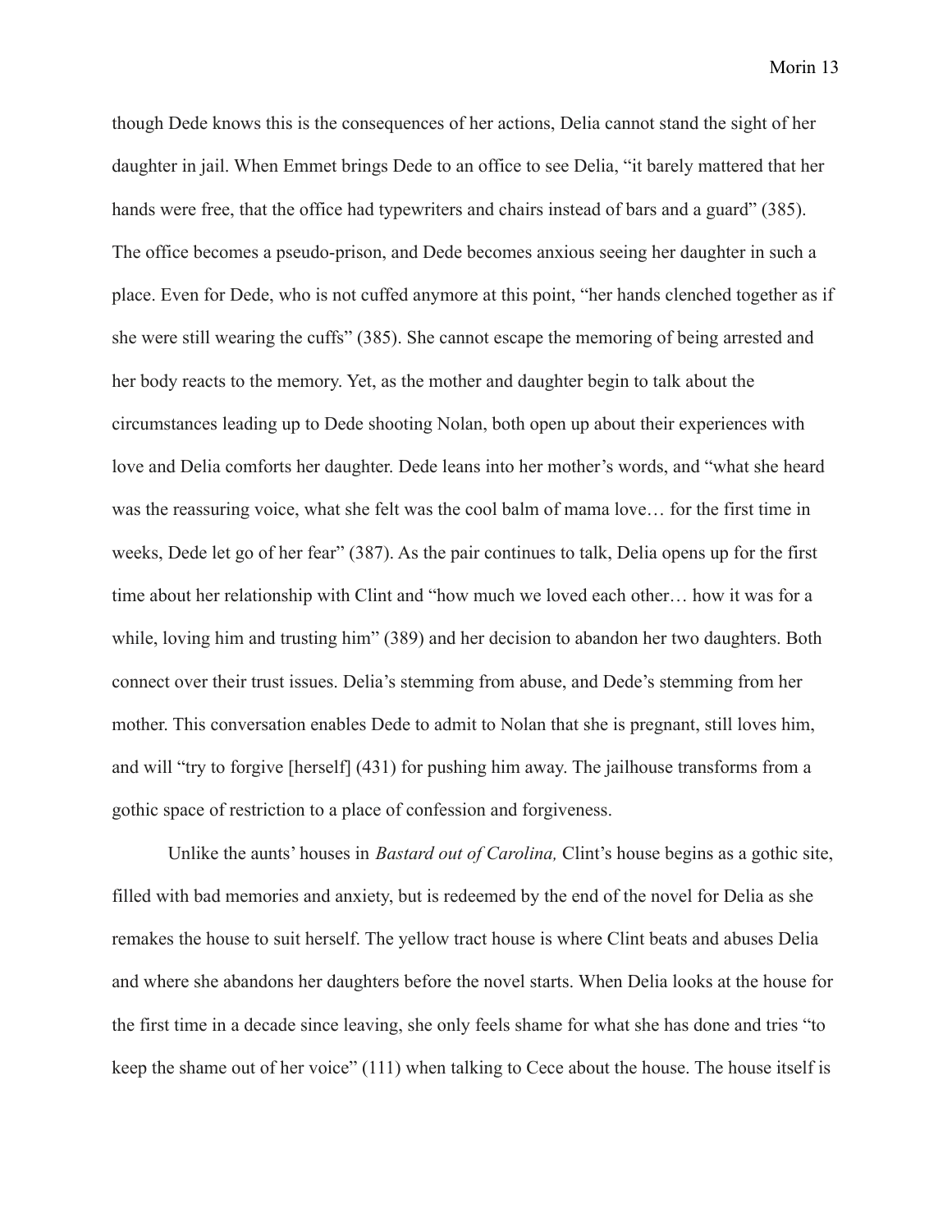though Dede knows this is the consequences of her actions, Delia cannot stand the sight of her daughter in jail. When Emmet brings Dede to an office to see Delia, "it barely mattered that her hands were free, that the office had typewriters and chairs instead of bars and a guard" (385). The office becomes a pseudo-prison, and Dede becomes anxious seeing her daughter in such a place. Even for Dede, who is not cuffed anymore at this point, "her hands clenched together as if she were still wearing the cuffs" (385). She cannot escape the memoring of being arrested and her body reacts to the memory. Yet, as the mother and daughter begin to talk about the circumstances leading up to Dede shooting Nolan, both open up about their experiences with love and Delia comforts her daughter. Dede leans into her mother's words, and "what she heard was the reassuring voice, what she felt was the cool balm of mama love… for the first time in weeks, Dede let go of her fear" (387). As the pair continues to talk, Delia opens up for the first time about her relationship with Clint and "how much we loved each other… how it was for a while, loving him and trusting him" (389) and her decision to abandon her two daughters. Both connect over their trust issues. Delia's stemming from abuse, and Dede's stemming from her mother. This conversation enables Dede to admit to Nolan that she is pregnant, still loves him, and will "try to forgive [herself] (431) for pushing him away. The jailhouse transforms from a gothic space of restriction to a place of confession and forgiveness.

Unlike the aunts' houses in *Bastard out of Carolina,* Clint's house begins as a gothic site, filled with bad memories and anxiety, but is redeemed by the end of the novel for Delia as she remakes the house to suit herself. The yellow tract house is where Clint beats and abuses Delia and where she abandons her daughters before the novel starts. When Delia looks at the house for the first time in a decade since leaving, she only feels shame for what she has done and tries "to keep the shame out of her voice" (111) when talking to Cece about the house. The house itself is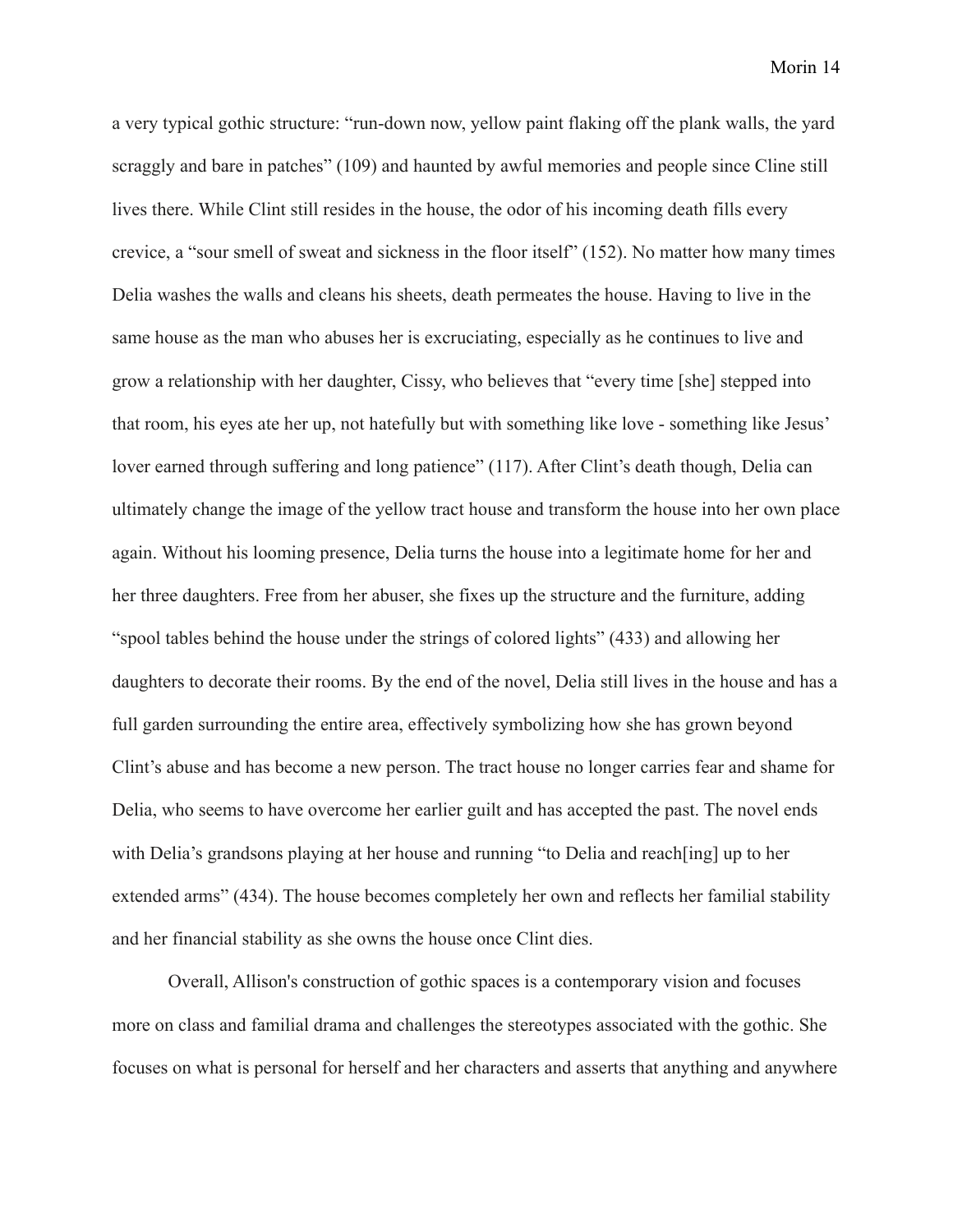a very typical gothic structure: "run-down now, yellow paint flaking off the plank walls, the yard scraggly and bare in patches" (109) and haunted by awful memories and people since Cline still lives there. While Clint still resides in the house, the odor of his incoming death fills every crevice, a "sour smell of sweat and sickness in the floor itself" (152). No matter how many times Delia washes the walls and cleans his sheets, death permeates the house. Having to live in the same house as the man who abuses her is excruciating, especially as he continues to live and grow a relationship with her daughter, Cissy, who believes that "every time [she] stepped into that room, his eyes ate her up, not hatefully but with something like love - something like Jesus' lover earned through suffering and long patience" (117). After Clint's death though, Delia can ultimately change the image of the yellow tract house and transform the house into her own place again. Without his looming presence, Delia turns the house into a legitimate home for her and her three daughters. Free from her abuser, she fixes up the structure and the furniture, adding "spool tables behind the house under the strings of colored lights" (433) and allowing her daughters to decorate their rooms. By the end of the novel, Delia still lives in the house and has a full garden surrounding the entire area, effectively symbolizing how she has grown beyond Clint's abuse and has become a new person. The tract house no longer carries fear and shame for Delia, who seems to have overcome her earlier guilt and has accepted the past. The novel ends with Delia's grandsons playing at her house and running "to Delia and reach[ing] up to her extended arms" (434). The house becomes completely her own and reflects her familial stability and her financial stability as she owns the house once Clint dies.

Overall, Allison's construction of gothic spaces is a contemporary vision and focuses more on class and familial drama and challenges the stereotypes associated with the gothic. She focuses on what is personal for herself and her characters and asserts that anything and anywhere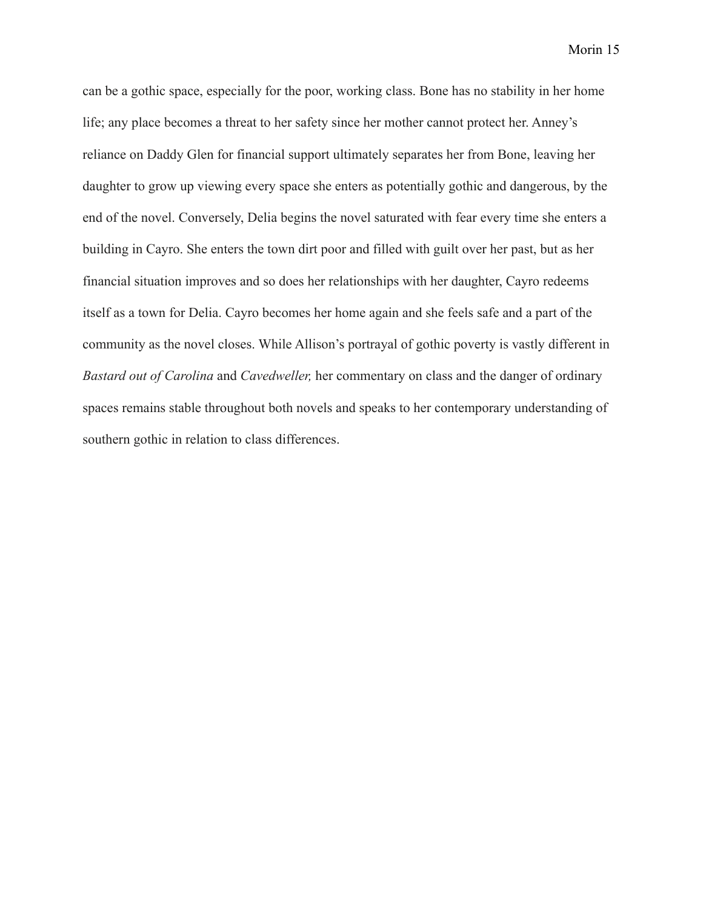can be a gothic space, especially for the poor, working class. Bone has no stability in her home life; any place becomes a threat to her safety since her mother cannot protect her. Anney's reliance on Daddy Glen for financial support ultimately separates her from Bone, leaving her daughter to grow up viewing every space she enters as potentially gothic and dangerous, by the end of the novel. Conversely, Delia begins the novel saturated with fear every time she enters a building in Cayro. She enters the town dirt poor and filled with guilt over her past, but as her financial situation improves and so does her relationships with her daughter, Cayro redeems itself as a town for Delia. Cayro becomes her home again and she feels safe and a part of the community as the novel closes. While Allison's portrayal of gothic poverty is vastly different in *Bastard out of Carolina* and *Cavedweller,* her commentary on class and the danger of ordinary spaces remains stable throughout both novels and speaks to her contemporary understanding of southern gothic in relation to class differences.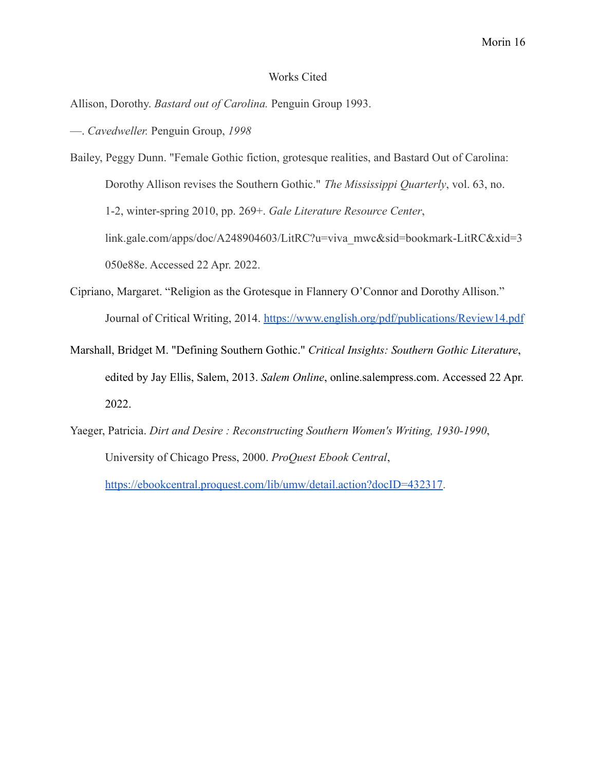# Works Cited

Allison, Dorothy. *Bastard out of Carolina.* Penguin Group 1993.

—. *Cavedweller.* Penguin Group, *1998*

Bailey, Peggy Dunn. "Female Gothic fiction, grotesque realities, and Bastard Out of Carolina: Dorothy Allison revises the Southern Gothic." *The Mississippi Quarterly*, vol. 63, no. 1-2, winter-spring 2010, pp. 269+. *Gale Literature Resource Center*, link.gale.com/apps/doc/A248904603/LitRC?u=viva_mwc&sid=bookmark-LitRC&xid=3050e88e. Accessed 22 Apr. 2022.

Cipriano, Margaret. "Religion as the Grotesque in Flannery O'Connor and Dorothy Allison." Journal of Critical Writing, 2014. https://www.english.org/pdf/publications/Review14.pdf

Marshall, Bridget M. "Defining Southern Gothic." *Critical Insights: Southern Gothic Literature*, edited by Jay Ellis, Salem, 2013. *Salem Online*, online.salempress.com. Accessed 22 Apr. 2022.

Yaeger, Patricia. *Dirt and Desire : Reconstructing Southern Women's Writing, 1930-1990*, University of Chicago Press, 2000. *ProQuest Ebook Central*, https://ebookcentral.proquest.com/lib/umw/detail.action?docID=432317.